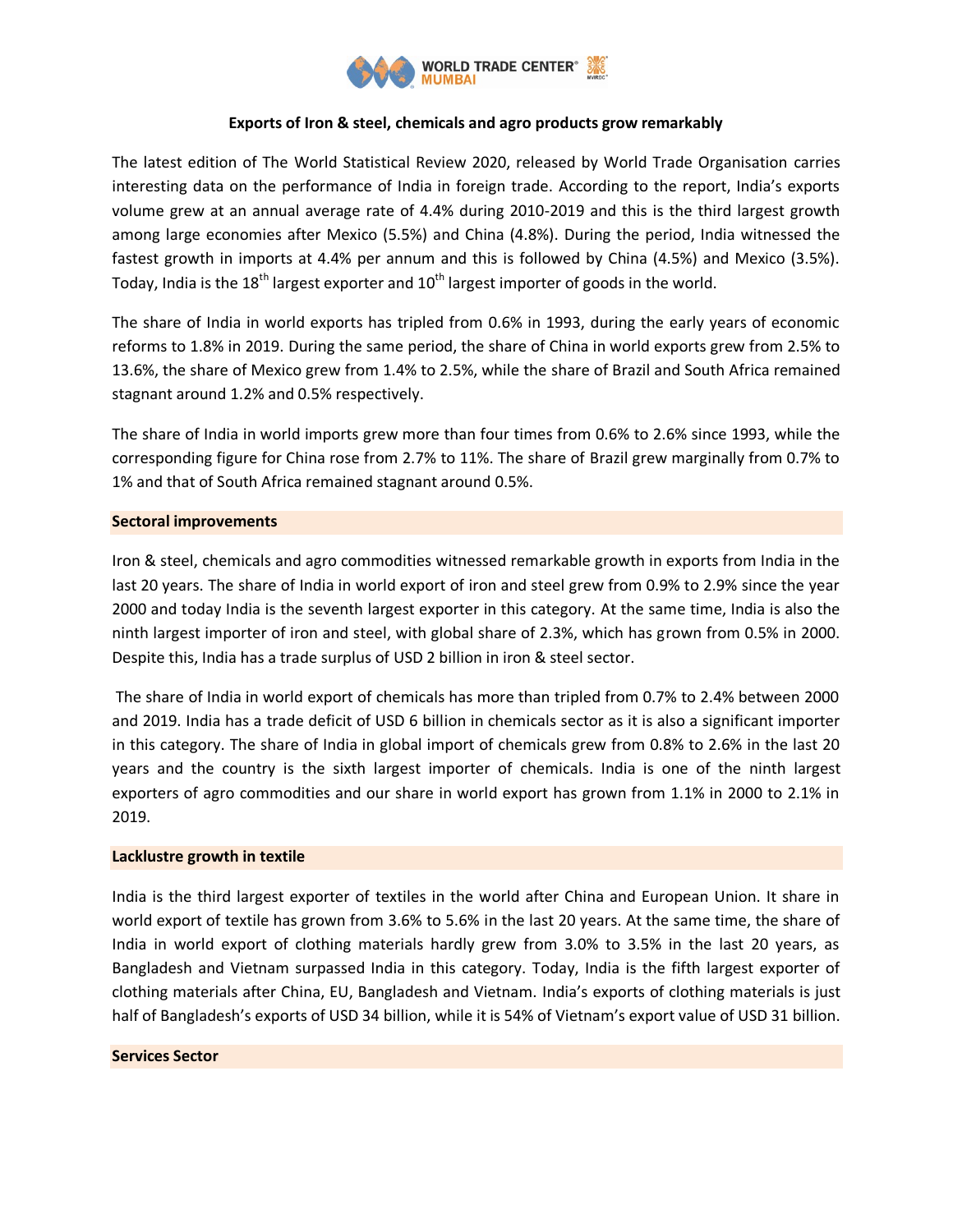## Exports of Iron & steel, chemicals and agro products grow remarkably

The latest edition of The World Statistical Review 2020, released by World Trade Organisation carries interesting data on the performance of India in foreign trade. According to the report, India's exports volume grew at an annual average rate of 4.4% during 2010-2019 and this is the third largest growth among large economies after Mexico (5.5%) and China (4.8%). During the period, India witnessed the fastest growth in imports at 4.4% per annum and this is followed by China (4.5%) and Mexico (3.5%). Today, India is the 18th largest exporter and 10th largest importer of goods in the world.

The share of India in world exports has tripled from 0.6% in 1993, during the early years of economic reforms to 1.8% in 2019. During the same period, the share of China in world exports grew from 2.5% to 13.6%, the share of Mexico grew from 1.4% to 2.5%, while the share of Brazil and South Africa remained stagnant around 1.2% and 0.5% respectively.

The share of India in world imports grew more than four times from 0.6% to 2.6% since 1993, while the corresponding figure for China rose from 2.7% to 11%. The share of Brazil grew marginally from 0.7% to 1% and that of South Africa remained stagnant around 0.5%.

### Sectoral improvements

Iron & steel, chemicals and agro commodities witnessed remarkable growth in exports from India in the last 20 years. The share of India in world export of iron and steel grew from 0.9% to 2.9% since the year 2000 and today India is the seventh largest exporter in this category. At the same time, India is also the ninth largest importer of iron and steel, with global share of 2.3%, which has grown from 0.5% in 2000. Despite this, India has a trade surplus of USD 2 billion in iron & steel sector.

The share of India in world export of chemicals has more than tripled from 0.7% to 2.4% between 2000 and 2019. India has a trade deficit of USD 6 billion in chemicals sector as it is also a significant importer in this category. The share of India in global import of chemicals grew from 0.8% to 2.6% in the last 20 years and the country is the sixth largest importer of chemicals. India is one of the ninth largest exporters of agro commodities and our share in world export has grown from 1.1% in 2000 to 2.1% in 2019.

### Lacklustre growth in textile

India is the third largest exporter of textiles in the world after China and European Union. It share in world export of textile has grown from 3.6% to 5.6% in the last 20 years. At the same time, the share of India in world export of clothing materials hardly grew from 3.0% to 3.5% in the last 20 years, as Bangladesh and Vietnam surpassed India in this category. Today, India is the fifth largest exporter of clothing materials after China, EU, Bangladesh and Vietnam. India's exports of clothing materials is just half of Bangladesh's exports of USD 34 billion, while it is 54% of Vietnam's export value of USD 31 billion.

### Services Sector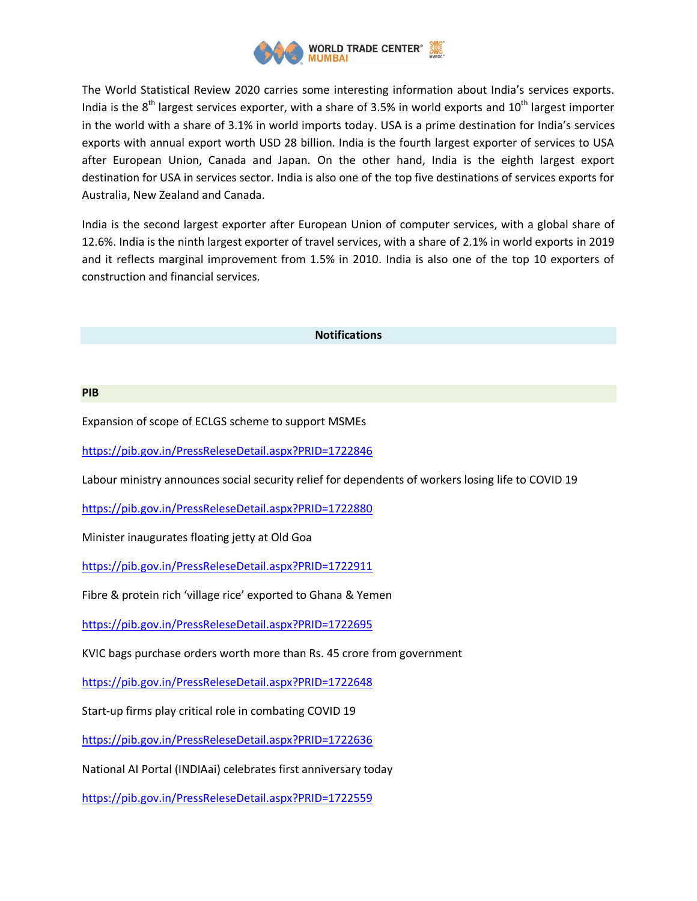The World Statistical Review 2020 carries some interesting information about India's services exports. India is the 8th largest services exporter, with a share of 3.5% in world exports and 10th largest importer in the world with a share of 3.1% in world imports today. USA is a prime destination for India's services exports with annual export worth USD 28 billion. India is the fourth largest exporter of services to USA after European Union, Canada and Japan. On the other hand, India is the eighth largest export destination for USA in services sector. India is also one of the top five destinations of services exports for Australia, New Zealand and Canada.

India is the second largest exporter after European Union of computer services, with a global share of 12.6%. India is the ninth largest exporter of travel services, with a share of 2.1% in world exports in 2019 and it reflects marginal improvement from 1.5% in 2010. India is also one of the top 10 exporters of construction and financial services.

## Notifications

### PIB

Expansion of scope of ECLGS scheme to support MSMEs

https://pib.gov.in/PressReleseDetail.aspx?PRID=1722846

Labour ministry announces social security relief for dependents of workers losing life to COVID 19

https://pib.gov.in/PressReleseDetail.aspx?PRID=1722880

Minister inaugurates floating jetty at Old Goa

https://pib.gov.in/PressReleseDetail.aspx?PRID=1722911

Fibre & protein rich 'village rice' exported to Ghana & Yemen

https://pib.gov.in/PressReleseDetail.aspx?PRID=1722695

KVIC bags purchase orders worth more than Rs. 45 crore from government

https://pib.gov.in/PressReleseDetail.aspx?PRID=1722648

Start-up firms play critical role in combating COVID 19

https://pib.gov.in/PressReleseDetail.aspx?PRID=1722636

National AI Portal (INDIAai) celebrates first anniversary today

https://pib.gov.in/PressReleseDetail.aspx?PRID=1722559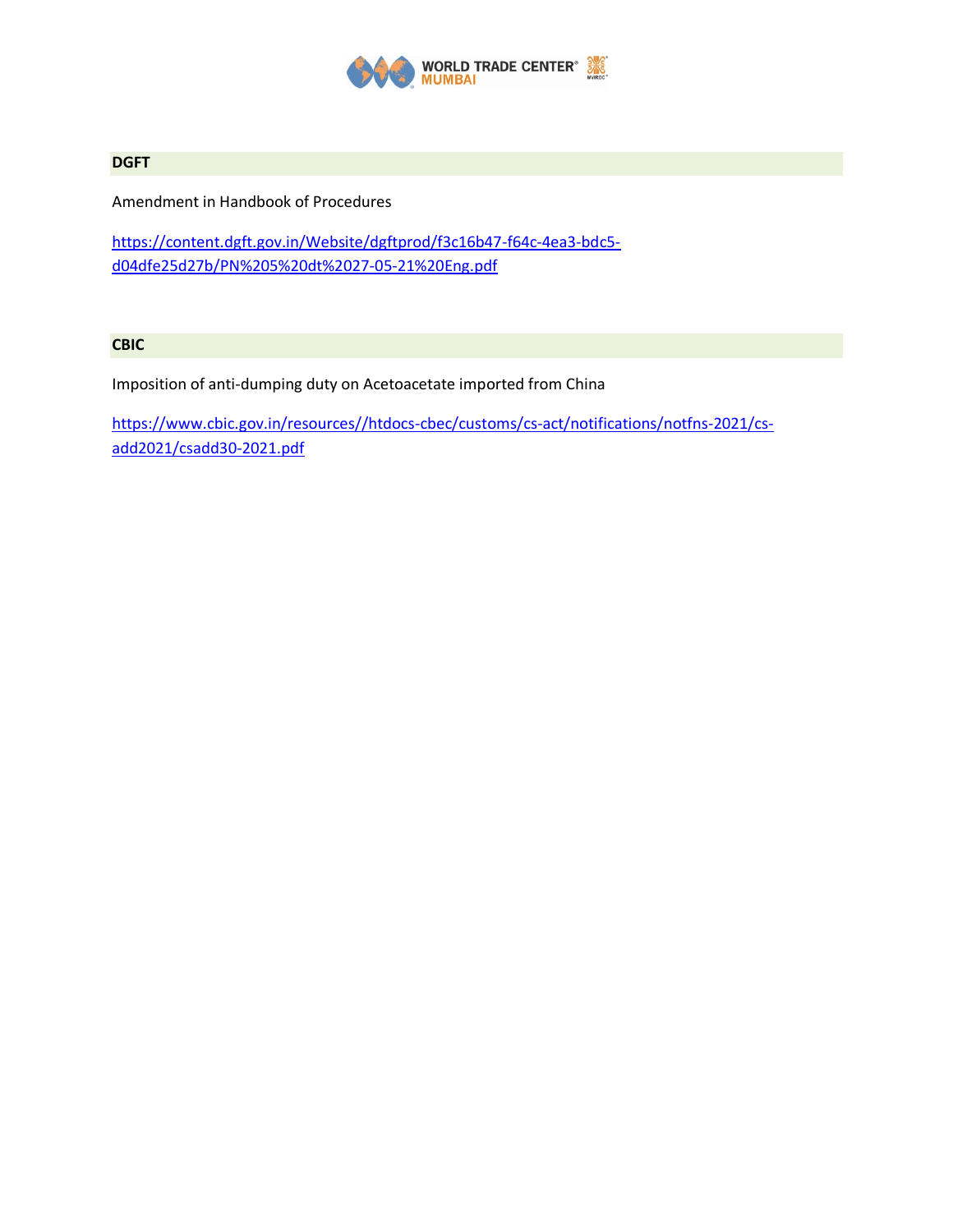## DGFT

Amendment in Handbook of Procedures

[https://content.dgft.gov.in/Website/dgftprod/f3c16b47-f64c-4ea3-bdc5-d04dfe25d27b/PN%205%20dt%2027-05-21%20Eng.pdf](https://content.dgft.gov.in/Website/dgftprod/f3c16b47-f64c-4ea3-bdc5-d04dfe25d27b/PN%205%20dt%2027-05-21%20Eng.pdf)

## CBIC

Imposition of anti-dumping duty on Acetoacetate imported from China

[https://www.cbic.gov.in/resources//htdocs-cbec/customs/cs-act/notifications/notfns-2021/cs-add2021/csadd30-2021.pdf](https://www.cbic.gov.in/resources//htdocs-cbec/customs/cs-act/notifications/notfns-2021/cs-add2021/csadd30-2021.pdf)